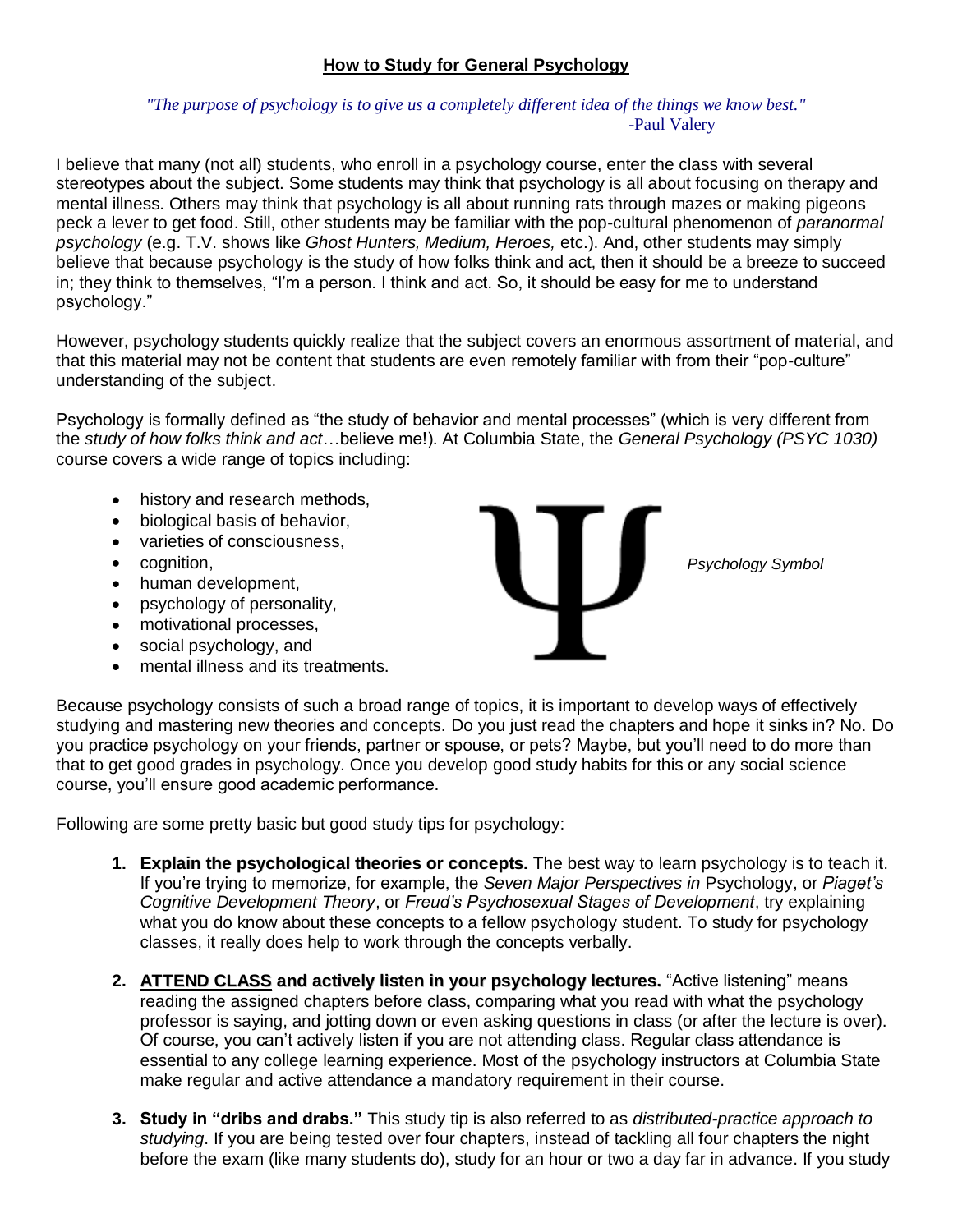**How to Study for General Psychology**

*"The purpose of psychology is to give us a completely different idea of the things we know best."*
-Paul Valery

I believe that many (not all) students, who enroll in a psychology course, enter the class with several stereotypes about the subject. Some students may think that psychology is all about focusing on therapy and mental illness. Others may think that psychology is all about running rats through mazes or making pigeons peck a lever to get food. Still, other students may be familiar with the pop-cultural phenomenon of *paranormal psychology* (e.g. T.V. shows like *Ghost Hunters, Medium, Heroes,* etc.). And, other students may simply believe that because psychology is the study of how folks think and act, then it should be a breeze to succeed in; they think to themselves, "I'm a person. I think and act. So, it should be easy for me to understand psychology."

However, psychology students quickly realize that the subject covers an enormous assortment of material, and that this material may not be content that students are even remotely familiar with from their "pop-culture" understanding of the subject.

Psychology is formally defined as "the study of behavior and mental processes" (which is very different from the *study of how folks think and act*…believe me!). At Columbia State, the *General Psychology (PSYC 1030)* course covers a wide range of topics including:

- history and research methods,
- biological basis of behavior,
- varieties of consciousness,
- cognition,
- human development,
- psychology of personality,
- motivational processes,
- social psychology, and
- mental illness and its treatments.

Ψ

*Psychology Symbol*

Because psychology consists of such a broad range of topics, it is important to develop ways of effectively studying and mastering new theories and concepts. Do you just read the chapters and hope it sinks in? No. Do you practice psychology on your friends, partner or spouse, or pets? Maybe, but you'll need to do more than that to get good grades in psychology. Once you develop good study habits for this or any social science course, you'll ensure good academic performance.

Following are some pretty basic but good study tips for psychology:

1. **Explain the psychological theories or concepts.** The best way to learn psychology is to teach it. If you're trying to memorize, for example, the *Seven Major Perspectives in* Psychology, or *Piaget's Cognitive Development Theory*, or *Freud's Psychosexual Stages of Development*, try explaining what you do know about these concepts to a fellow psychology student. To study for psychology classes, it really does help to work through the concepts verbally.

2. **ATTEND CLASS and actively listen in your psychology lectures.** "Active listening" means reading the assigned chapters before class, comparing what you read with what the psychology professor is saying, and jotting down or even asking questions in class (or after the lecture is over). Of course, you can't actively listen if you are not attending class. Regular class attendance is essential to any college learning experience. Most of the psychology instructors at Columbia State make regular and active attendance a mandatory requirement in their course.

3. **Study in "dribs and drabs."** This study tip is also referred to as *distributed-practice approach to studying*. If you are being tested over four chapters, instead of tackling all four chapters the night before the exam (like many students do), study for an hour or two a day far in advance. If you study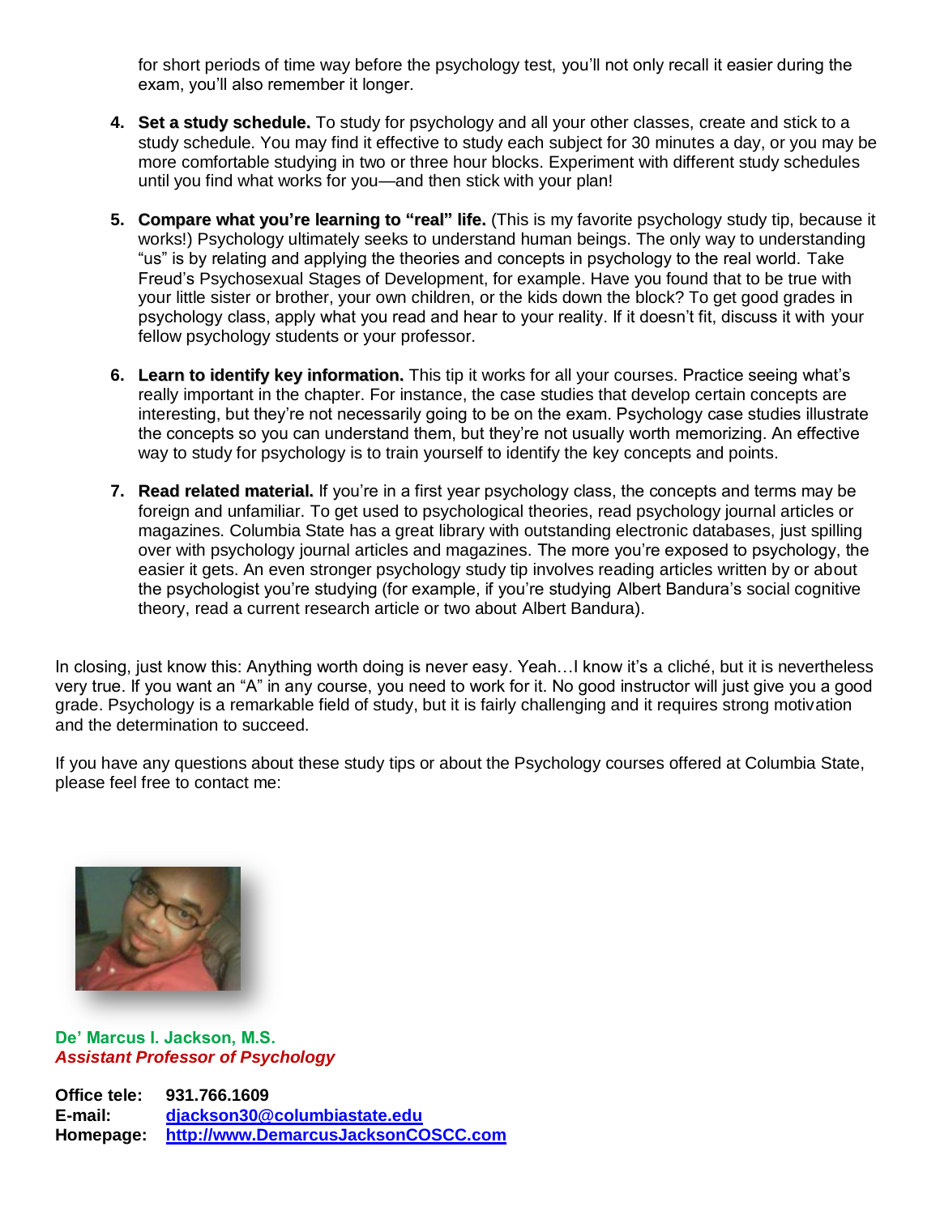for short periods of time way before the psychology test, you'll not only recall it easier during the exam, you'll also remember it longer.

4. **Set a study schedule.** To study for psychology and all your other classes, create and stick to a study schedule. You may find it effective to study each subject for 30 minutes a day, or you may be more comfortable studying in two or three hour blocks. Experiment with different study schedules until you find what works for you—and then stick with your plan!

5. **Compare what you're learning to "real" life.** (This is my favorite psychology study tip, because it works!) Psychology ultimately seeks to understand human beings. The only way to understanding "us" is by relating and applying the theories and concepts in psychology to the real world. Take Freud's Psychosexual Stages of Development, for example. Have you found that to be true with your little sister or brother, your own children, or the kids down the block? To get good grades in psychology class, apply what you read and hear to your reality. If it doesn't fit, discuss it with your fellow psychology students or your professor.

6. **Learn to identify key information.** This tip it works for all your courses. Practice seeing what's really important in the chapter. For instance, the case studies that develop certain concepts are interesting, but they're not necessarily going to be on the exam. Psychology case studies illustrate the concepts so you can understand them, but they're not usually worth memorizing. An effective way to study for psychology is to train yourself to identify the key concepts and points.

7. **Read related material.** If you're in a first year psychology class, the concepts and terms may be foreign and unfamiliar. To get used to psychological theories, read psychology journal articles or magazines. Columbia State has a great library with outstanding electronic databases, just spilling over with psychology journal articles and magazines. The more you're exposed to psychology, the easier it gets. An even stronger psychology study tip involves reading articles written by or about the psychologist you're studying (for example, if you're studying Albert Bandura's social cognitive theory, read a current research article or two about Albert Bandura).

In closing, just know this: Anything worth doing is never easy. Yeah…I know it's a cliché, but it is nevertheless very true. If you want an "A" in any course, you need to work for it. No good instructor will just give you a good grade. Psychology is a remarkable field of study, but it is fairly challenging and it requires strong motivation and the determination to succeed.

If you have any questions about these study tips or about the Psychology courses offered at Columbia State, please feel free to contact me:

**De' Marcus I. Jackson, M.S.**
***Assistant Professor of Psychology***

**Office tele:** **931.766.1609**
**E-mail:** **djackson30@columbiastate.edu**
**Homepage:** **http://www.DemarcusJacksonCOSCC.com**